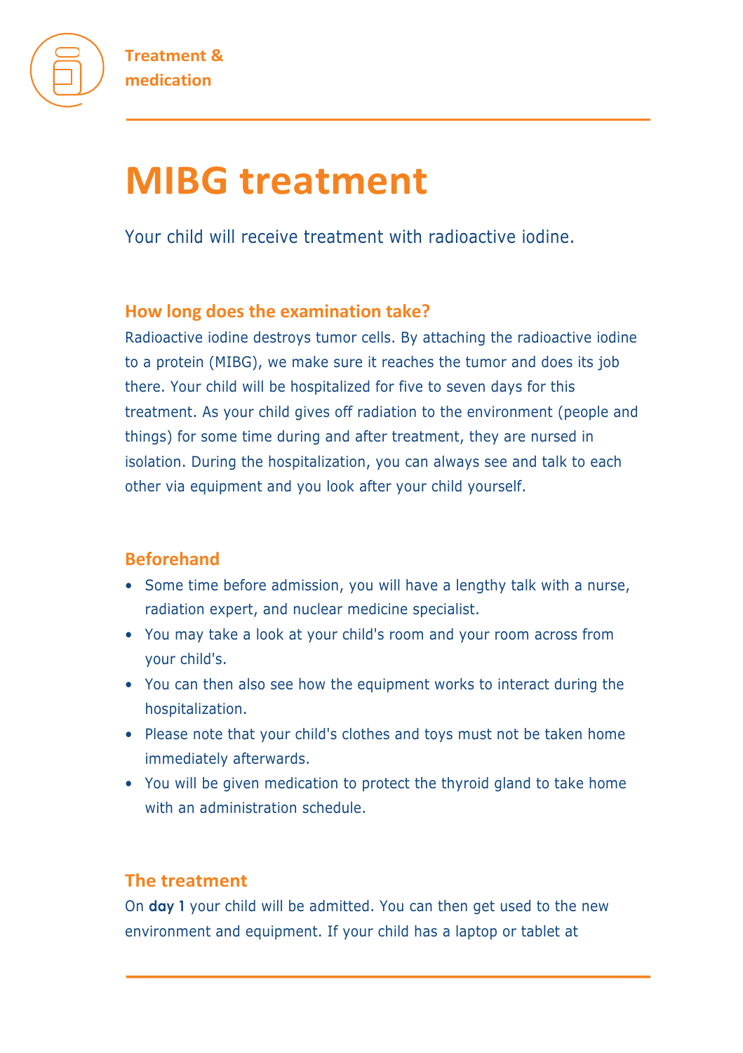Treatment & medication

# MIBG treatment

Your child will receive treatment with radioactive iodine.

## How long does the examination take?

Radioactive iodine destroys tumor cells. By attaching the radioactive iodine to a protein (MIBG), we make sure it reaches the tumor and does its job there. Your child will be hospitalized for five to seven days for this treatment. As your child gives off radiation to the environment (people and things) for some time during and after treatment, they are nursed in isolation. During the hospitalization, you can always see and talk to each other via equipment and you look after your child yourself.

## Beforehand

- Some time before admission, you will have a lengthy talk with a nurse, radiation expert, and nuclear medicine specialist.
- You may take a look at your child's room and your room across from your child's.
- You can then also see how the equipment works to interact during the hospitalization.
- Please note that your child's clothes and toys must not be taken home immediately afterwards.
- You will be given medication to protect the thyroid gland to take home with an administration schedule.

## The treatment

On **day 1** your child will be admitted. You can then get used to the new environment and equipment. If your child has a laptop or tablet at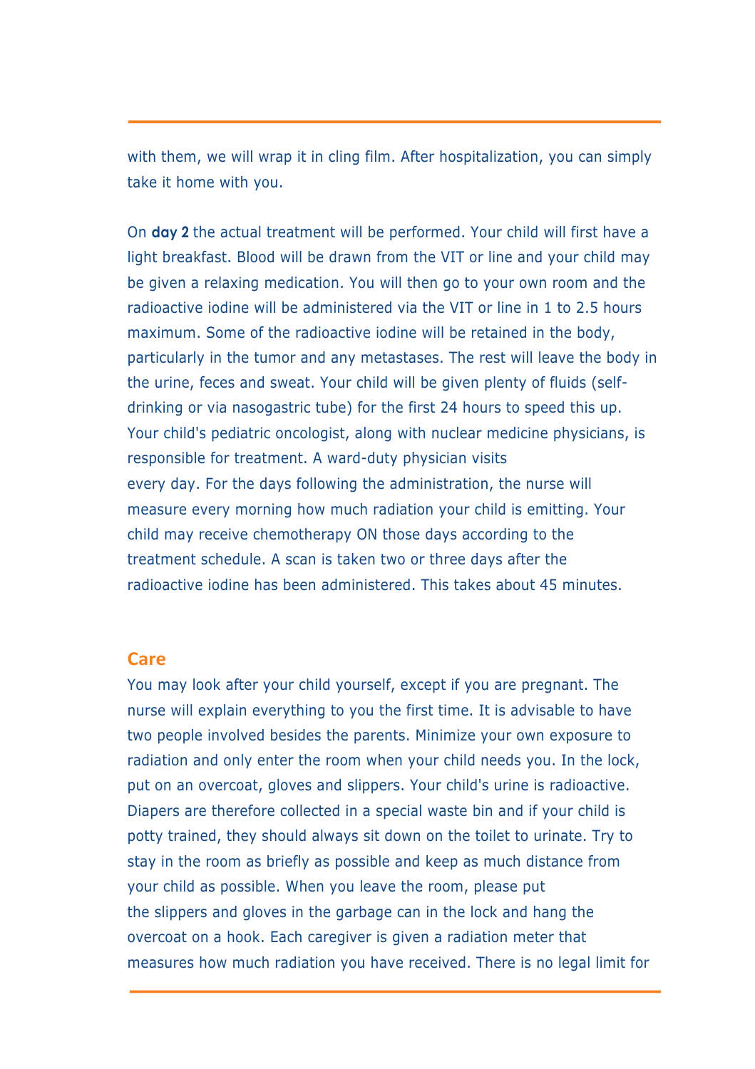with them, we will wrap it in cling film. After hospitalization, you can simply take it home with you.

On **day 2** the actual treatment will be performed. Your child will first have a light breakfast. Blood will be drawn from the VIT or line and your child may be given a relaxing medication. You will then go to your own room and the radioactive iodine will be administered via the VIT or line in 1 to 2.5 hours maximum. Some of the radioactive iodine will be retained in the body, particularly in the tumor and any metastases. The rest will leave the body in the urine, feces and sweat. Your child will be given plenty of fluids (self-drinking or via nasogastric tube) for the first 24 hours to speed this up. Your child's pediatric oncologist, along with nuclear medicine physicians, is responsible for treatment. A ward-duty physician visits every day. For the days following the administration, the nurse will measure every morning how much radiation your child is emitting. Your child may receive chemotherapy ON those days according to the treatment schedule. A scan is taken two or three days after the radioactive iodine has been administered. This takes about 45 minutes.

## Care

You may look after your child yourself, except if you are pregnant. The nurse will explain everything to you the first time. It is advisable to have two people involved besides the parents. Minimize your own exposure to radiation and only enter the room when your child needs you. In the lock, put on an overcoat, gloves and slippers. Your child's urine is radioactive. Diapers are therefore collected in a special waste bin and if your child is potty trained, they should always sit down on the toilet to urinate. Try to stay in the room as briefly as possible and keep as much distance from your child as possible. When you leave the room, please put the slippers and gloves in the garbage can in the lock and hang the overcoat on a hook. Each caregiver is given a radiation meter that measures how much radiation you have received. There is no legal limit for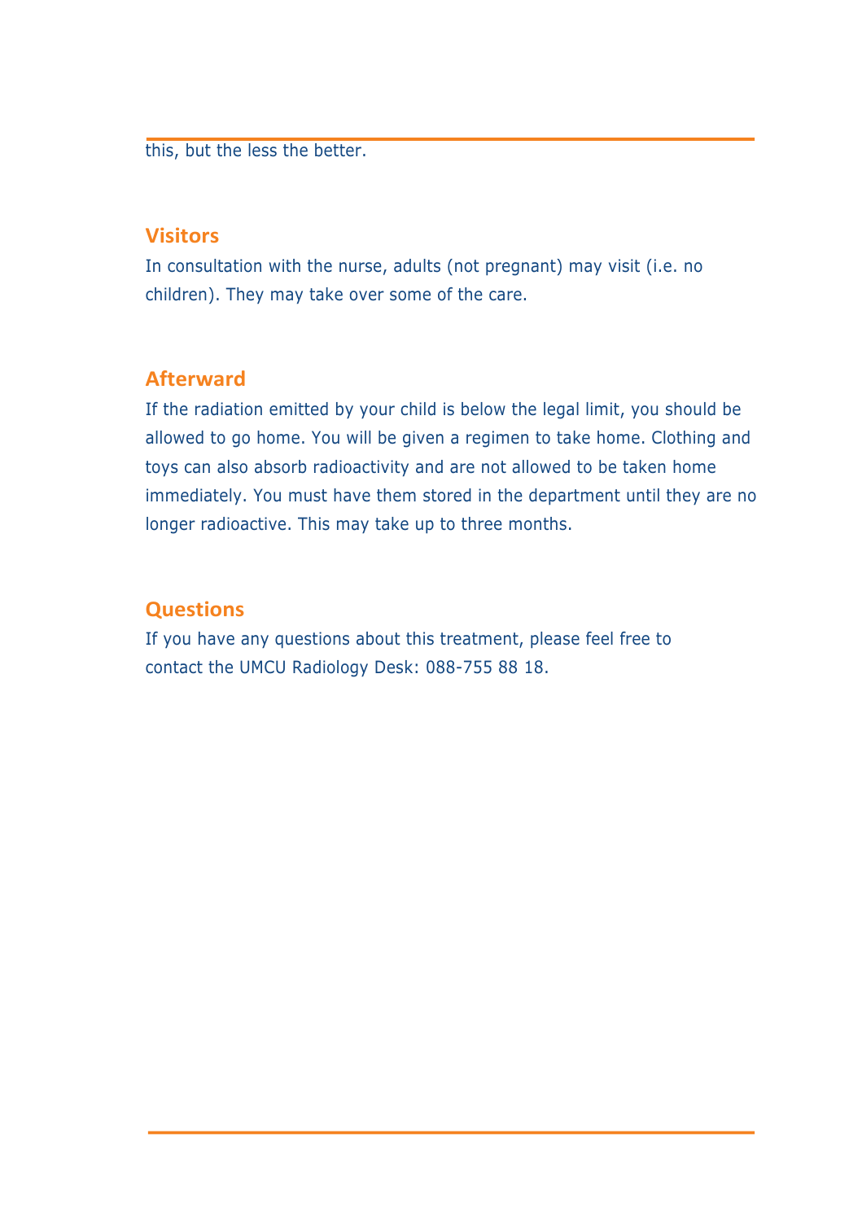this, but the less the better.

## Visitors

In consultation with the nurse, adults (not pregnant) may visit (i.e. no children). They may take over some of the care.

## Afterward

If the radiation emitted by your child is below the legal limit, you should be allowed to go home. You will be given a regimen to take home. Clothing and toys can also absorb radioactivity and are not allowed to be taken home immediately. You must have them stored in the department until they are no longer radioactive. This may take up to three months.

## Questions

If you have any questions about this treatment, please feel free to contact the UMCU Radiology Desk: 088-755 88 18.